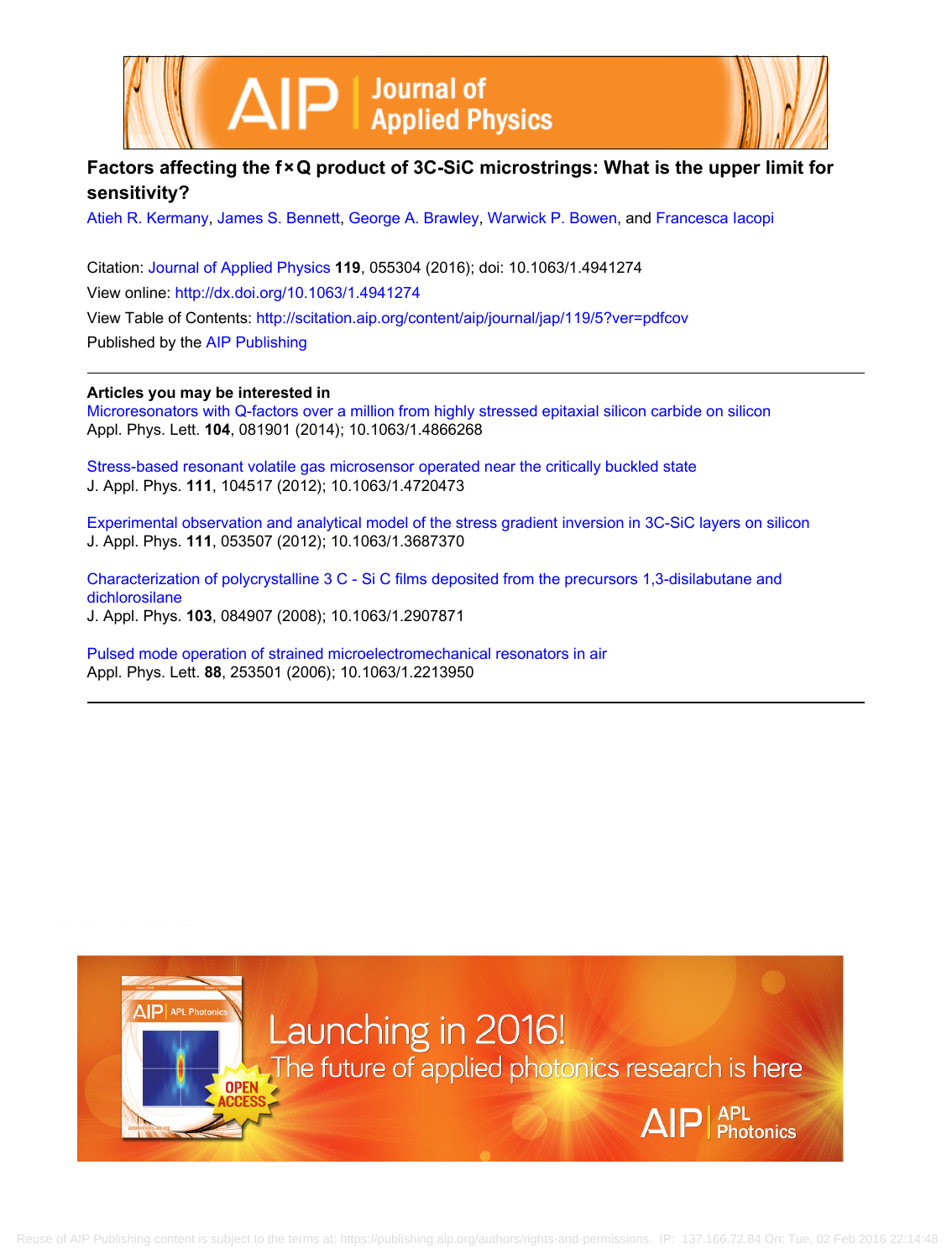# Factors affecting the f×Q product of 3C-SiC microstrings: What is the upper limit for sensitivity?

Atieh R. Kermany, James S. Bennett, George A. Brawley, Warwick P. Bowen, and Francesca Iacopi

Citation: Journal of Applied Physics **119**, 055304 (2016); doi: 10.1063/1.4941274

View online: http://dx.doi.org/10.1063/1.4941274

View Table of Contents: http://scitation.aip.org/content/aip/journal/jap/119/5?ver=pdfcov

Published by the AIP Publishing

---

**Articles you may be interested in**

Microresonators with Q-factors over a million from highly stressed epitaxial silicon carbide on silicon
Appl. Phys. Lett. **104**, 081901 (2014); 10.1063/1.4866268

Stress-based resonant volatile gas microsensor operated near the critically buckled state
J. Appl. Phys. **111**, 104517 (2012); 10.1063/1.4720473

Experimental observation and analytical model of the stress gradient inversion in 3C-SiC layers on silicon
J. Appl. Phys. **111**, 053507 (2012); 10.1063/1.3687370

Characterization of polycrystalline 3 C - Si C films deposited from the precursors 1,3-disilabutane and dichlorosilane
J. Appl. Phys. **103**, 084907 (2008); 10.1063/1.2907871

Pulsed mode operation of strained microelectromechanical resonators in air
Appl. Phys. Lett. **88**, 253501 (2006); 10.1063/1.2213950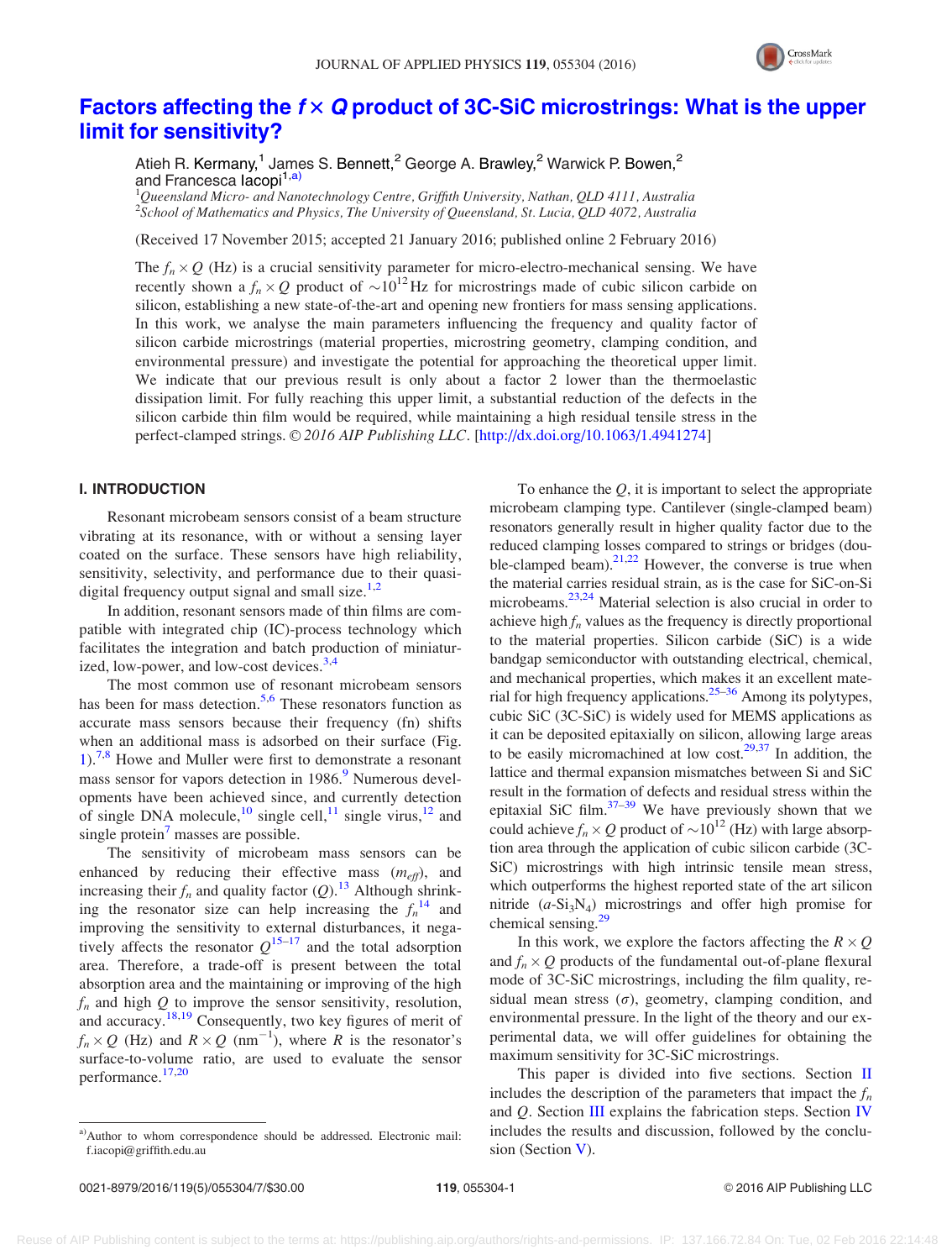# Factors affecting the $f \times Q$ product of 3C-SiC microstrings: What is the upper limit for sensitivity?

Atieh R. Kermany,[1] James S. Bennett,[2] George A. Brawley,[2] Warwick P. Bowen,[2] and Francesca Iacopi[1,a)]

[1]*Queensland Micro- and Nanotechnology Centre, Griffith University, Nathan, QLD 4111, Australia*
[2]*School of Mathematics and Physics, The University of Queensland, St. Lucia, QLD 4072, Australia*

(Received 17 November 2015; accepted 21 January 2016; published online 2 February 2016)

The $f_n \times Q$ (Hz) is a crucial sensitivity parameter for micro-electro-mechanical sensing. We have recently shown a $f_n \times Q$ product of $\sim 10^{12}$ Hz for microstrings made of cubic silicon carbide on silicon, establishing a new state-of-the-art and opening new frontiers for mass sensing applications. In this work, we analyse the main parameters influencing the frequency and quality factor of silicon carbide microstrings (material properties, microstring geometry, clamping condition, and environmental pressure) and investigate the potential for approaching the theoretical upper limit. We indicate that our previous result is only about a factor 2 lower than the thermoelastic dissipation limit. For fully reaching this upper limit, a substantial reduction of the defects in the silicon carbide thin film would be required, while maintaining a high residual tensile stress in the perfect-clamped strings. © *2016 AIP Publishing LLC*. [http://dx.doi.org/10.1063/1.4941274]

## I. INTRODUCTION

Resonant microbeam sensors consist of a beam structure vibrating at its resonance, with or without a sensing layer coated on the surface. These sensors have high reliability, sensitivity, selectivity, and performance due to their quasi-digital frequency output signal and small size.[1,2]

In addition, resonant sensors made of thin films are compatible with integrated chip (IC)-process technology which facilitates the integration and batch production of miniaturized, low-power, and low-cost devices.[3,4]

The most common use of resonant microbeam sensors has been for mass detection.[5,6] These resonators function as accurate mass sensors because their frequency (fn) shifts when an additional mass is adsorbed on their surface (Fig. 1).[7,8] Howe and Muller were first to demonstrate a resonant mass sensor for vapors detection in 1986.[9] Numerous developments have been achieved since, and currently detection of single DNA molecule,[10] single cell,[11] single virus,[12] and single protein[7] masses are possible.

The sensitivity of microbeam mass sensors can be enhanced by reducing their effective mass ($m_{eff}$), and increasing their $f_n$ and quality factor ($Q$).[13] Although shrinking the resonator size can help increasing the $f_n$[14] and improving the sensitivity to external disturbances, it negatively affects the resonator $Q$[15–17] and the total adsorption area. Therefore, a trade-off is present between the total absorption area and the maintaining or improving of the high $f_n$ and high $Q$ to improve the sensor sensitivity, resolution, and accuracy.[18,19] Consequently, two key figures of merit of $f_n \times Q$ (Hz) and $R \times Q$ (nm$^{-1}$), where $R$ is the resonator's surface-to-volume ratio, are used to evaluate the sensor performance.[17,20]

To enhance the $Q$, it is important to select the appropriate microbeam clamping type. Cantilever (single-clamped beam) resonators generally result in higher quality factor due to the reduced clamping losses compared to strings or bridges (double-clamped beam).[21,22] However, the converse is true when the material carries residual strain, as is the case for SiC-on-Si microbeams.[23,24] Material selection is also crucial in order to achieve high $f_n$ values as the frequency is directly proportional to the material properties. Silicon carbide (SiC) is a wide bandgap semiconductor with outstanding electrical, chemical, and mechanical properties, which makes it an excellent material for high frequency applications.[25–36] Among its polytypes, cubic SiC (3C-SiC) is widely used for MEMS applications as it can be deposited epitaxially on silicon, allowing large areas to be easily micromachined at low cost.[29,37] In addition, the lattice and thermal expansion mismatches between Si and SiC result in the formation of defects and residual stress within the epitaxial SiC film.[37–39] We have previously shown that we could achieve $f_n \times Q$ product of $\sim 10^{12}$ (Hz) with large absorption area through the application of cubic silicon carbide (3C-SiC) microstrings with high intrinsic tensile mean stress, which outperforms the highest reported state of the art silicon nitride ($a$-$Si_3N_4$) microstrings and offer high promise for chemical sensing.[29]

In this work, we explore the factors affecting the $R \times Q$ and $f_n \times Q$ products of the fundamental out-of-plane flexural mode of 3C-SiC microstrings, including the film quality, residual mean stress ($\sigma$), geometry, clamping condition, and environmental pressure. In the light of the theory and our experimental data, we will offer guidelines for obtaining the maximum sensitivity for 3C-SiC microstrings.

This paper is divided into five sections. Section II includes the description of the parameters that impact the $f_n$ and $Q$. Section III explains the fabrication steps. Section IV includes the results and discussion, followed by the conclusion (Section V).

---

a)Author to whom correspondence should be addressed. Electronic mail: f.iacopi@griffith.edu.au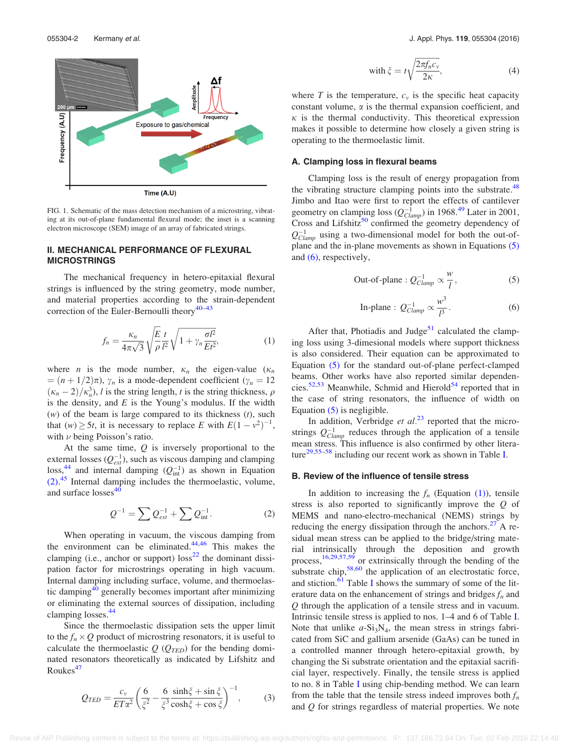FIG. 1. Schematic of the mass detection mechanism of a microstring, vibrating at its out-of-plane fundamental flexural mode; the inset is a scanning electron microscope (SEM) image of an array of fabricated strings.

## II. MECHANICAL PERFORMANCE OF FLEXURAL MICROSTRINGS

The mechanical frequency in hetero-epitaxial flexural strings is influenced by the string geometry, mode number, and material properties according to the strain-dependent correction of the Euler-Bernoulli theory[40–43]

$$f_n = \frac{\kappa_n}{4\pi\sqrt{3}}\sqrt{\frac{E}{\rho}\frac{t}{l^2}}\sqrt{1+\gamma_n\frac{\sigma l^2}{Et^2}}, \tag{1}$$

where $n$ is the mode number, $\kappa_n$ the eigen-value ($\kappa_n = (n+1/2)\pi$), $\gamma_n$ is a mode-dependent coefficient ($\gamma_n = 12(\kappa_n - 2)/\kappa_n^3$), $l$ is the string length, $t$ is the string thickness, $\rho$ is the density, and $E$ is the Young's modulus. If the width ($w$) of the beam is large compared to its thickness ($t$), such that $(w) \geq 5t$, it is necessary to replace $E$ with $E(1-\nu^2)^{-1}$, with $\nu$ being Poisson's ratio.

At the same time, $Q$ is inversely proportional to the external losses ($Q_{ext}^{-1}$), such as viscous damping and clamping loss,[44] and internal damping ($Q_{\text{int}}^{-1}$) as shown in Equation (2).[45] Internal damping includes the thermoelastic, volume, and surface losses[40]

$$Q^{-1} = \sum Q_{ext}^{-1} + \sum Q_{\text{int}}^{-1}. \tag{2}$$

When operating in vacuum, the viscous damping from the environment can be eliminated.[44,46] This makes the clamping (i.e., anchor or support) loss[22] the dominant dissipation factor for microstrings operating in high vacuum. Internal damping including surface, volume, and thermoelastic damping[40] generally becomes important after minimizing or eliminating the external sources of dissipation, including clamping losses.[44]

Since the thermoelastic dissipation sets the upper limit to the $f_n \times Q$ product of microstring resonators, it is useful to calculate the thermoelastic $Q$ ($Q_{TED}$) for the bending dominated resonators theoretically as indicated by Lifshitz and Roukes[47]

$$Q_{TED} = \frac{c_v}{ET\alpha^2}\left(\frac{6}{\xi^2} - \frac{6}{\xi^3}\frac{\sinh\xi + \sin\xi}{\cosh\xi + \cos\xi}\right)^{-1}, \tag{3}$$

$$\text{with } \xi = t\sqrt{\frac{2\pi f_n c_v}{2\kappa}}, \tag{4}$$

where $T$ is the temperature, $c_v$ is the specific heat capacity constant volume, $\alpha$ is the thermal expansion coefficient, and $\kappa$ is the thermal conductivity. This theoretical expression makes it possible to determine how closely a given string is operating to the thermoelastic limit.

### A. Clamping loss in flexural beams

Clamping loss is the result of energy propagation from the vibrating structure clamping points into the substrate.[48] Jimbo and Itao were first to report the effects of cantilever geometry on clamping loss ($Q_{Clamp}^{-1}$) in 1968.[49] Later in 2001, Cross and Lifshitz[50] confirmed the geometry dependency of $Q_{Clamp}^{-1}$ using a two-dimensional model for both the out-of-plane and the in-plane movements as shown in Equations (5) and (6), respectively,

$$\text{Out-of-plane}: Q_{Clamp}^{-1} \propto \frac{w}{l}, \tag{5}$$

$$\text{In-plane}: Q_{Clamp}^{-1} \propto \frac{w^3}{l^3}. \tag{6}$$

After that, Photiadis and Judge[51] calculated the clamping loss using 3-dimesional models where support thickness is also considered. Their equation can be approximated to Equation (5) for the standard out-of-plane perfect-clamped beams. Other works have also reported similar dependencies.[52,53] Meanwhile, Schmid and Hierold[54] reported that in the case of string resonators, the influence of width on Equation (5) is negligible.

In addition, Verbridge *et al.*[23] reported that the microstrings $Q_{Clamp}^{-1}$ reduces through the application of a tensile mean stress. This influence is also confirmed by other literature[29,55–58] including our recent work as shown in Table I.

### B. Review of the influence of tensile stress

In addition to increasing the $f_n$ (Equation (1)), tensile stress is also reported to significantly improve the $Q$ of MEMS and nano-electro-mechanical (NEMS) strings by reducing the energy dissipation through the anchors.[27] A residual mean stress can be applied to the bridge/string material intrinsically through the deposition and growth process,[16,29,57,59] or extrinsically through the bending of the substrate chip,[58,60] the application of an electrostatic force, and stiction.[61] Table I shows the summary of some of the literature data on the enhancement of strings and bridges $f_n$ and $Q$ through the application of a tensile stress and in vacuum. Intrinsic tensile stress is applied to nos. 1–4 and 6 of Table I. Note that unlike $a$-$Si_3N_4$, the mean stress in strings fabricated from SiC and gallium arsenide (GaAs) can be tuned in a controlled manner through hetero-epitaxial growth, by changing the Si substrate orientation and the epitaxial sacrificial layer, respectively. Finally, the tensile stress is applied to no. 8 in Table I using chip-bending method. We can learn from the table that the tensile stress indeed improves both $f_n$ and $Q$ for strings regardless of material properties. We note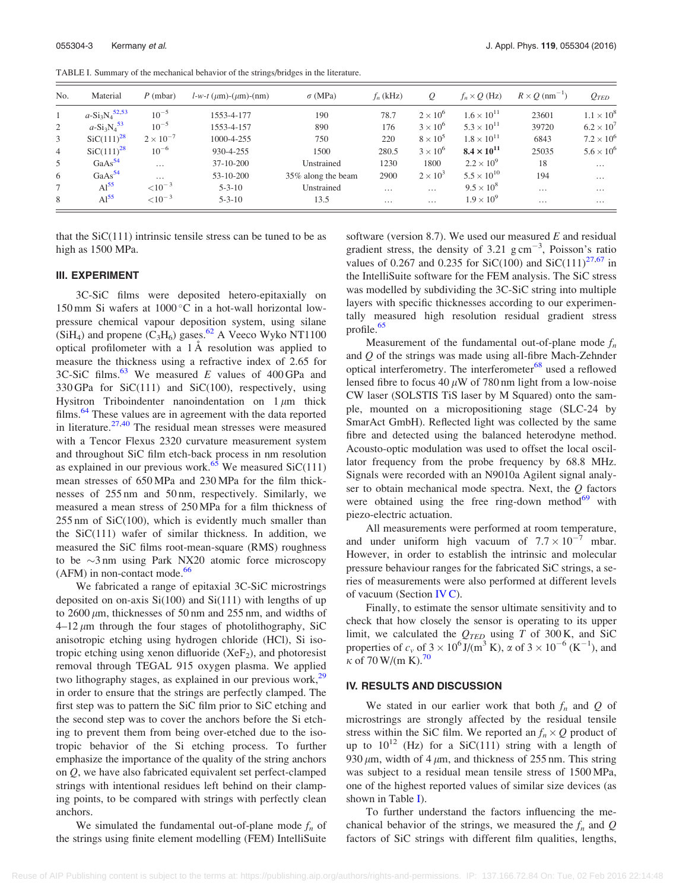TABLE I. Summary of the mechanical behavior of the strings/bridges in the literature.

| No. | Material | $P$ (mbar) | $l$-$w$-$t$ ($\mu$m)-($\mu$m)-(nm) | $\sigma$ (MPa) | $f_n$ (kHz) | $Q$ | $f_n \times Q$ (Hz) | $R \times Q$ (nm$^{-1}$) | $Q_{TED}$ |
|---|---|---|---|---|---|---|---|---|---|
| 1 | $a$-$Si_3N_4$[52,53] | $10^{-5}$ | 1553-4-177 | 190 | 78.7 | $2 \times 10^6$ | $1.6 \times 10^{11}$ | 23601 | $1.1 \times 10^8$ |
| 2 | $a$-$Si_3N_4$[53] | $10^{-5}$ | 1553-4-157 | 890 | 176 | $3 \times 10^6$ | $5.3 \times 10^{11}$ | 39720 | $6.2 \times 10^7$ |
| 3 | SiC(111)[28] | $2 \times 10^{-7}$ | 1000-4-255 | 750 | 220 | $8 \times 10^5$ | $1.8 \times 10^{11}$ | 6843 | $7.2 \times 10^6$ |
| 4 | SiC(111)[28] | $10^{-6}$ | 930-4-255 | 1500 | 280.5 | $3 \times 10^6$ | $\mathbf{8.4 \times 10^{11}}$ | 25035 | $5.6 \times 10^6$ |
| 5 | GaAs[54] | … | 37-10-200 | Unstrained | 1230 | 1800 | $2.2 \times 10^9$ | 18 | … |
| 6 | GaAs[54] | … | 53-10-200 | 35% along the beam | 2900 | $2 \times 10^3$ | $5.5 \times 10^{10}$ | 194 | … |
| 7 | Al[55] | $<10^{-3}$ | 5-3-10 | Unstrained | … | … | $9.5 \times 10^8$ | … | … |
| 8 | Al[55] | $<10^{-3}$ | 5-3-10 | 13.5 | … | … | $1.9 \times 10^9$ | … | … |

that the SiC(111) intrinsic tensile stress can be tuned to be as high as 1500 MPa.

## III. EXPERIMENT

3C-SiC films were deposited hetero-epitaxially on 150 mm Si wafers at 1000 °C in a hot-wall horizontal low-pressure chemical vapour deposition system, using silane ($SiH_4$) and propene ($C_3H_6$) gases.[62] A Veeco Wyko NT1100 optical profilometer with a 1 Å resolution was applied to measure the thickness using a refractive index of 2.65 for 3C-SiC films.[63] We measured $E$ values of 400 GPa and 330 GPa for SiC(111) and SiC(100), respectively, using Hysitron Triboindenter nanoindentation on 1 $\mu$m thick films.[64] These values are in agreement with the data reported in literature.[27,40] The residual mean stresses were measured with a Tencor Flexus 2320 curvature measurement system and throughout SiC film etch-back process in nm resolution as explained in our previous work.[65] We measured SiC(111) mean stresses of 650 MPa and 230 MPa for the film thicknesses of 255 nm and 50 nm, respectively. Similarly, we measured a mean stress of 250 MPa for a film thickness of 255 nm of SiC(100), which is evidently much smaller than the SiC(111) wafer of similar thickness. In addition, we measured the SiC films root-mean-square (RMS) roughness to be ~3 nm using Park NX20 atomic force microscopy (AFM) in non-contact mode.[66]

We fabricated a range of epitaxial 3C-SiC microstrings deposited on on-axis Si(100) and Si(111) with lengths of up to 2600 $\mu$m, thicknesses of 50 nm and 255 nm, and widths of 4–12 $\mu$m through the four stages of photolithography, SiC anisotropic etching using hydrogen chloride (HCl), Si isotropic etching using xenon difluoride ($XeF_2$), and photoresist removal through TEGAL 915 oxygen plasma. We applied two lithography stages, as explained in our previous work,[29] in order to ensure that the strings are perfectly clamped. The first step was to pattern the SiC film prior to SiC etching and the second step was to cover the anchors before the Si etching to prevent them from being over-etched due to the isotropic behavior of the Si etching process. To further emphasize the importance of the quality of the string anchors on $Q$, we have also fabricated equivalent set perfect-clamped strings with intentional residues left behind on their clamping points, to be compared with strings with perfectly clean anchors.

We simulated the fundamental out-of-plane mode $f_n$ of the strings using finite element modelling (FEM) IntelliSuite software (version 8.7). We used our measured $E$ and residual gradient stress, the density of 3.21 g cm$^{-3}$, Poisson's ratio values of 0.267 and 0.235 for SiC(100) and SiC(111)[27,67] in the IntelliSuite software for the FEM analysis. The SiC stress was modelled by subdividing the 3C-SiC string into multiple layers with specific thicknesses according to our experimentally measured high resolution residual gradient stress profile.[65]

Measurement of the fundamental out-of-plane mode $f_n$ and $Q$ of the strings was made using all-fibre Mach-Zehnder optical interferometry. The interferometer[68] used a reflowed lensed fibre to focus 40 $\mu$W of 780 nm light from a low-noise CW laser (SOLSTIS TiS laser by M Squared) onto the sample, mounted on a micropositioning stage (SLC-24 by SmarAct GmbH). Reflected light was collected by the same fibre and detected using the balanced heterodyne method. Acousto-optic modulation was used to offset the local oscillator frequency from the probe frequency by 68.8 MHz. Signals were recorded with an N9010a Agilent signal analyser to obtain mechanical mode spectra. Next, the $Q$ factors were obtained using the free ring-down method[69] with piezo-electric actuation.

All measurements were performed at room temperature, and under uniform high vacuum of $7.7 \times 10^{-7}$ mbar. However, in order to establish the intrinsic and molecular pressure behaviour ranges for the fabricated SiC strings, a series of measurements were also performed at different levels of vacuum (Section IV C).

Finally, to estimate the sensor ultimate sensitivity and to check that how closely the sensor is operating to its upper limit, we calculated the $Q_{TED}$ using $T$ of 300 K, and SiC properties of $c_v$ of $3 \times 10^6$ J/(m$^3$ K), $\alpha$ of $3 \times 10^{-6}$ (K$^{-1}$), and $\kappa$ of 70 W/(m K).[70]

## IV. RESULTS AND DISCUSSION

We stated in our earlier work that both $f_n$ and $Q$ of microstrings are strongly affected by the residual tensile stress within the SiC film. We reported an $f_n \times Q$ product of up to $10^{12}$ (Hz) for a SiC(111) string with a length of 930 $\mu$m, width of 4 $\mu$m, and thickness of 255 nm. This string was subject to a residual mean tensile stress of 1500 MPa, one of the highest reported values of similar size devices (as shown in Table I).

To further understand the factors influencing the mechanical behavior of the strings, we measured the $f_n$ and $Q$ factors of SiC strings with different film qualities, lengths,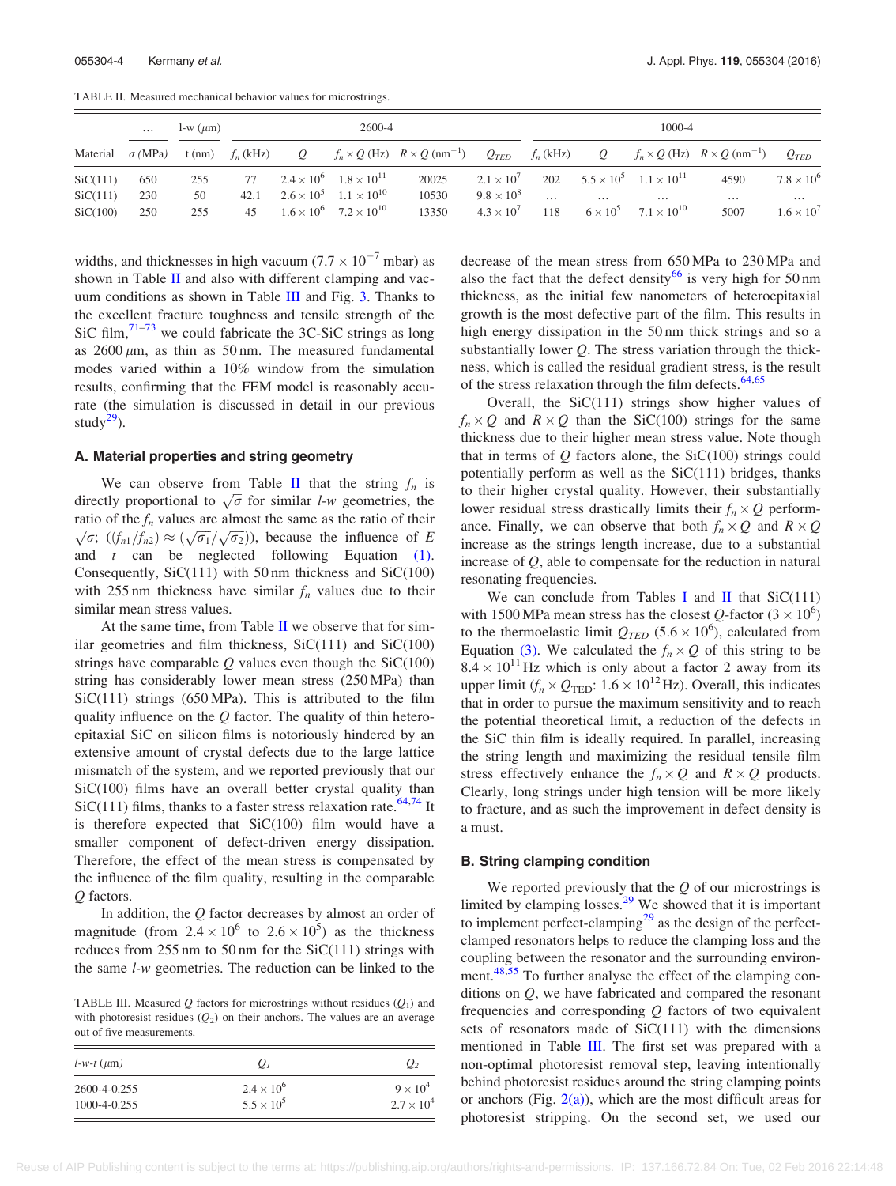TABLE II. Measured mechanical behavior values for microstrings.

| | ... | l-w (μm) | 2600-4 | | | | | 1000-4 | | | | |
|---|---|---|---|---|---|---|---|---|---|---|---|---|
| Material | $\sigma$ (MPa) | t (nm) | $f_n$ (kHz) | $Q$ | $f_n \times Q$ (Hz) | $R \times Q$ (nm$^{-1}$) | $Q_{TED}$ | $f_n$ (kHz) | $Q$ | $f_n \times Q$ (Hz) | $R \times Q$ (nm$^{-1}$) | $Q_{TED}$ |
| SiC(111) | 650 | 255 | 77 | $2.4 \times 10^6$ | $1.8 \times 10^{11}$ | 20025 | $2.1 \times 10^7$ | 202 | $5.5 \times 10^5$ | $1.1 \times 10^{11}$ | 4590 | $7.8 \times 10^6$ |
| SiC(111) | 230 | 50 | 42.1 | $2.6 \times 10^5$ | $1.1 \times 10^{10}$ | 10530 | $9.8 \times 10^8$ | ... | ... | ... | ... | ... |
| SiC(100) | 250 | 255 | 45 | $1.6 \times 10^6$ | $7.2 \times 10^{10}$ | 13350 | $4.3 \times 10^7$ | 118 | $6 \times 10^5$ | $7.1 \times 10^{10}$ | 5007 | $1.6 \times 10^7$ |

widths, and thicknesses in high vacuum ($7.7 \times 10^{-7}$ mbar) as shown in Table II and also with different clamping and vacuum conditions as shown in Table III and Fig. 3. Thanks to the excellent fracture toughness and tensile strength of the SiC film,[71–73] we could fabricate the 3C-SiC strings as long as 2600 μm, as thin as 50 nm. The measured fundamental modes varied within a 10% window from the simulation results, confirming that the FEM model is reasonably accurate (the simulation is discussed in detail in our previous study[29]).

### A. Material properties and string geometry

We can observe from Table II that the string $f_n$ is directly proportional to $\sqrt{\sigma}$ for similar *l-w* geometries, the ratio of the $f_n$ values are almost the same as the ratio of their $\sqrt{\sigma}$; $((f_{n1}/f_{n2}) \approx (\sqrt{\sigma_1}/\sqrt{\sigma_2}))$, because the influence of $E$ and $t$ can be neglected following Equation (1). Consequently, SiC(111) with 50 nm thickness and SiC(100) with 255 nm thickness have similar $f_n$ values due to their similar mean stress values.

At the same time, from Table II we observe that for similar geometries and film thickness, SiC(111) and SiC(100) strings have comparable $Q$ values even though the SiC(100) string has considerably lower mean stress (250 MPa) than SiC(111) strings (650 MPa). This is attributed to the film quality influence on the $Q$ factor. The quality of thin heteroepitaxial SiC on silicon films is notoriously hindered by an extensive amount of crystal defects due to the large lattice mismatch of the system, and we reported previously that our SiC(100) films have an overall better crystal quality than SiC(111) films, thanks to a faster stress relaxation rate.[64,74] It is therefore expected that SiC(100) film would have a smaller component of defect-driven energy dissipation. Therefore, the effect of the mean stress is compensated by the influence of the film quality, resulting in the comparable $Q$ factors.

In addition, the $Q$ factor decreases by almost an order of magnitude (from $2.4 \times 10^6$ to $2.6 \times 10^5$) as the thickness reduces from 255 nm to 50 nm for the SiC(111) strings with the same *l-w* geometries. The reduction can be linked to the decrease of the mean stress from 650 MPa to 230 MPa and also the fact that the defect density[66] is very high for 50 nm thickness, as the initial few nanometers of heteroepitaxial growth is the most defective part of the film. This results in high energy dissipation in the 50 nm thick strings and so a substantially lower $Q$. The stress variation through the thickness, which is called the residual gradient stress, is the result of the stress relaxation through the film defects.[64,65]

Overall, the SiC(111) strings show higher values of $f_n \times Q$ and $R \times Q$ than the SiC(100) strings for the same thickness due to their higher mean stress value. Note though that in terms of $Q$ factors alone, the SiC(100) strings could potentially perform as well as the SiC(111) bridges, thanks to their higher crystal quality. However, their substantially lower residual stress drastically limits their $f_n \times Q$ performance. Finally, we can observe that both $f_n \times Q$ and $R \times Q$ increase as the strings length increase, due to a substantial increase of $Q$, able to compensate for the reduction in natural resonating frequencies.

We can conclude from Tables I and II that SiC(111) with 1500 MPa mean stress has the closest $Q$-factor ($3 \times 10^6$) to the thermoelastic limit $Q_{TED}$ ($5.6 \times 10^6$), calculated from Equation (3). We calculated the $f_n \times Q$ of this string to be $8.4 \times 10^{11}$ Hz which is only about a factor 2 away from its upper limit ($f_n \times Q_{\text{TED}}$: $1.6 \times 10^{12}$ Hz). Overall, this indicates that in order to pursue the maximum sensitivity and to reach the potential theoretical limit, a reduction of the defects in the SiC thin film is ideally required. In parallel, increasing the string length and maximizing the residual tensile film stress effectively enhance the $f_n \times Q$ and $R \times Q$ products. Clearly, long strings under high tension will be more likely to fracture, and as such the improvement in defect density is a must.

### B. String clamping condition

We reported previously that the $Q$ of our microstrings is limited by clamping losses.[29] We showed that it is important to implement perfect-clamping[29] as the design of the perfect-clamped resonators helps to reduce the clamping loss and the coupling between the resonator and the surrounding environment.[48,55] To further analyse the effect of the clamping conditions on $Q$, we have fabricated and compared the resonant frequencies and corresponding $Q$ factors of two equivalent sets of resonators made of SiC(111) with the dimensions mentioned in Table III. The first set was prepared with a non-optimal photoresist removal step, leaving intentionally behind photoresist residues around the string clamping points or anchors (Fig. 2(a)), which are the most difficult areas for photoresist stripping. On the second set, we used our

TABLE III. Measured $Q$ factors for microstrings without residues ($Q_1$) and with photoresist residues ($Q_2$) on their anchors. The values are an average out of five measurements.

| *l-w-t* (μm) | $Q_1$ | $Q_2$ |
|---|---|---|
| 2600-4-0.255 | $2.4 \times 10^6$ | $9 \times 10^4$ |
| 1000-4-0.255 | $5.5 \times 10^5$ | $2.7 \times 10^4$ |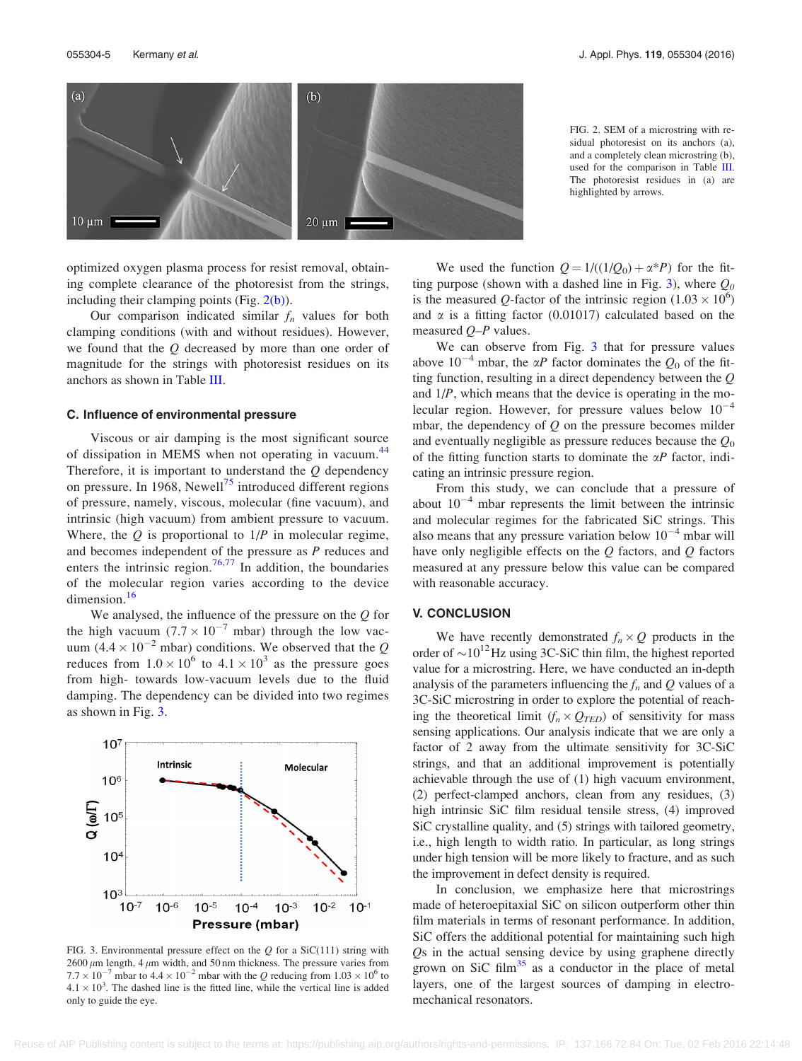FIG. 2. SEM of a microstring with residual photoresist on its anchors (a), and a completely clean microstring (b), used for the comparison in Table III. The photoresist residues in (a) are highlighted by arrows.

optimized oxygen plasma process for resist removal, obtaining complete clearance of the photoresist from the strings, including their clamping points (Fig. 2(b)).

Our comparison indicated similar $f_n$ values for both clamping conditions (with and without residues). However, we found that the $Q$ decreased by more than one order of magnitude for the strings with photoresist residues on its anchors as shown in Table III.

### C. Influence of environmental pressure

Viscous or air damping is the most significant source of dissipation in MEMS when not operating in vacuum.[44] Therefore, it is important to understand the $Q$ dependency on pressure. In 1968, Newell[75] introduced different regions of pressure, namely, viscous, molecular (fine vacuum), and intrinsic (high vacuum) from ambient pressure to vacuum. Where, the $Q$ is proportional to $1/P$ in molecular regime, and becomes independent of the pressure as $P$ reduces and enters the intrinsic region.[76,77] In addition, the boundaries of the molecular region varies according to the device dimension.[16]

We analysed, the influence of the pressure on the $Q$ for the high vacuum ($7.7 \times 10^{-7}$ mbar) through the low vacuum ($4.4 \times 10^{-2}$ mbar) conditions. We observed that the $Q$ reduces from $1.0 \times 10^6$ to $4.1 \times 10^3$ as the pressure goes from high- towards low-vacuum levels due to the fluid damping. The dependency can be divided into two regimes as shown in Fig. 3.

FIG. 3. Environmental pressure effect on the $Q$ for a SiC(111) string with 2600 $\mu$m length, 4 $\mu$m width, and 50 nm thickness. The pressure varies from $7.7 \times 10^{-7}$ mbar to $4.4 \times 10^{-2}$ mbar with the $Q$ reducing from $1.03 \times 10^6$ to $4.1 \times 10^3$. The dashed line is the fitted line, while the vertical line is added only to guide the eye.

We used the function $Q = 1/((1/Q_0) + \alpha^*P)$ for the fitting purpose (shown with a dashed line in Fig. 3), where $Q_0$ is the measured $Q$-factor of the intrinsic region ($1.03 \times 10^6$) and $\alpha$ is a fitting factor (0.01017) calculated based on the measured $Q$–$P$ values.

We can observe from Fig. 3 that for pressure values above $10^{-4}$ mbar, the $\alpha P$ factor dominates the $Q_0$ of the fitting function, resulting in a direct dependency between the $Q$ and $1/P$, which means that the device is operating in the molecular region. However, for pressure values below $10^{-4}$ mbar, the dependency of $Q$ on the pressure becomes milder and eventually negligible as pressure reduces because the $Q_0$ of the fitting function starts to dominate the $\alpha P$ factor, indicating an intrinsic pressure region.

From this study, we can conclude that a pressure of about $10^{-4}$ mbar represents the limit between the intrinsic and molecular regimes for the fabricated SiC strings. This also means that any pressure variation below $10^{-4}$ mbar will have only negligible effects on the $Q$ factors, and $Q$ factors measured at any pressure below this value can be compared with reasonable accuracy.

## V. CONCLUSION

We have recently demonstrated $f_n \times Q$ products in the order of $\sim 10^{12}$ Hz using 3C-SiC thin film, the highest reported value for a microstring. Here, we have conducted an in-depth analysis of the parameters influencing the $f_n$ and $Q$ values of a 3C-SiC microstring in order to explore the potential of reaching the theoretical limit ($f_n \times Q_{TED}$) of sensitivity for mass sensing applications. Our analysis indicate that we are only a factor of 2 away from the ultimate sensitivity for 3C-SiC strings, and that an additional improvement is potentially achievable through the use of (1) high vacuum environment, (2) perfect-clamped anchors, clean from any residues, (3) high intrinsic SiC film residual tensile stress, (4) improved SiC crystalline quality, and (5) strings with tailored geometry, i.e., high length to width ratio. In particular, as long strings under high tension will be more likely to fracture, and as such the improvement in defect density is required.

In conclusion, we emphasize here that microstrings made of heteroepitaxial SiC on silicon outperform other thin film materials in terms of resonant performance. In addition, SiC offers the additional potential for maintaining such high $Q$s in the actual sensing device by using graphene directly grown on SiC film[35] as a conductor in the place of metal layers, one of the largest sources of damping in electromechanical resonators.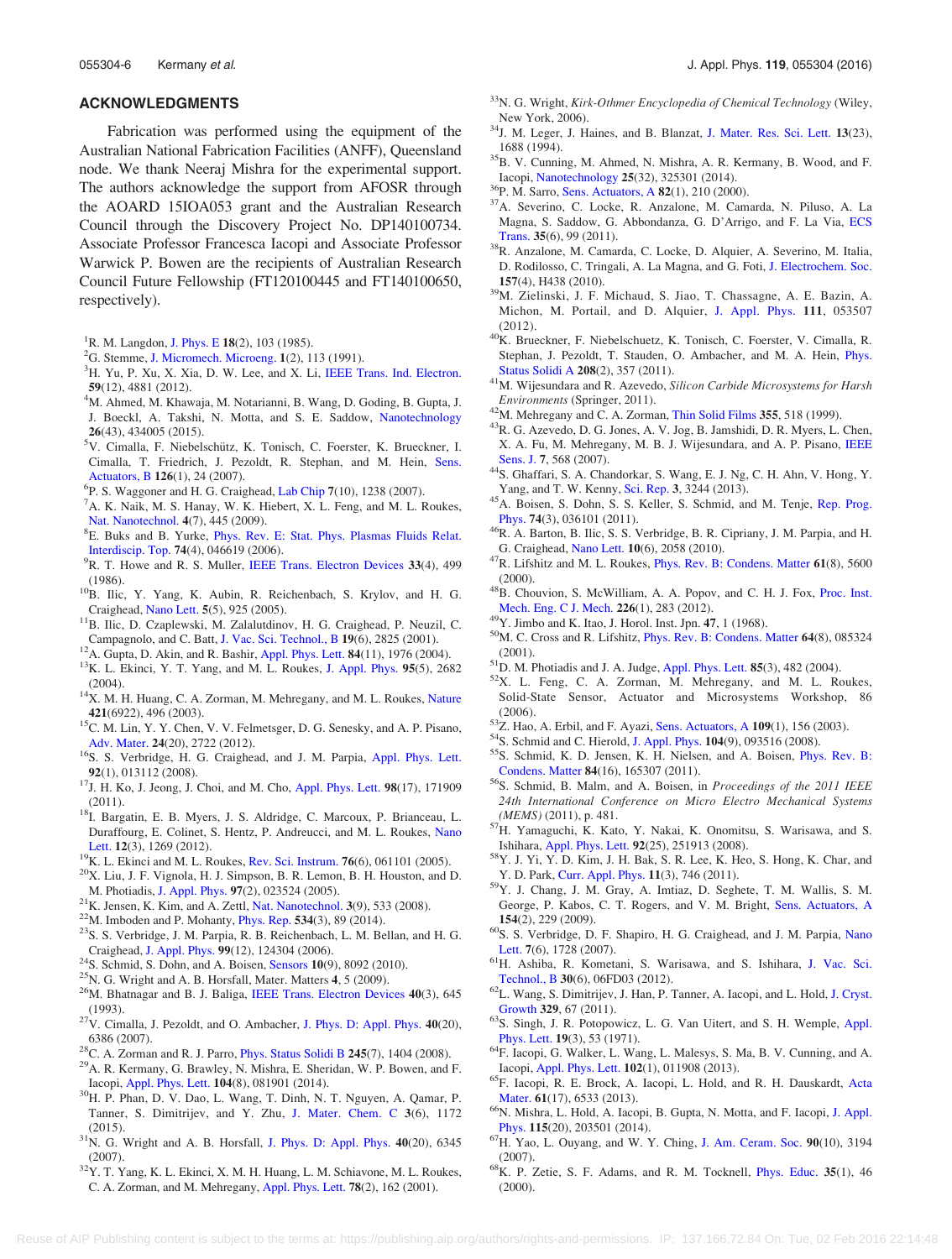## ACKNOWLEDGMENTS

Fabrication was performed using the equipment of the Australian National Fabrication Facilities (ANFF), Queensland node. We thank Neeraj Mishra for the experimental support. The authors acknowledge the support from AFOSR through the AOARD 15IOA053 grant and the Australian Research Council through the Discovery Project No. DP140100734. Associate Professor Francesca Iacopi and Associate Professor Warwick P. Bowen are the recipients of Australian Research Council Future Fellowship (FT120100445 and FT140100650, respectively).

[1] R. M. Langdon, J. Phys. E **18**(2), 103 (1985).
[2] G. Stemme, J. Micromech. Microeng. **1**(2), 113 (1991).
[3] H. Yu, P. Xu, X. Xia, D. W. Lee, and X. Li, IEEE Trans. Ind. Electron. **59**(12), 4881 (2012).
[4] M. Ahmed, M. Khawaja, M. Notarianni, B. Wang, D. Goding, B. Gupta, J. J. Boeckl, A. Takshi, N. Motta, and S. E. Saddow, Nanotechnology **26**(43), 434005 (2015).
[5] V. Cimalla, F. Niebelschütz, K. Tonisch, C. Foerster, K. Brueckner, I. Cimalla, T. Friedrich, J. Pezoldt, R. Stephan, and M. Hein, Sens. Actuators, B **126**(1), 24 (2007).
[6] P. S. Waggoner and H. G. Craighead, Lab Chip **7**(10), 1238 (2007).
[7] A. K. Naik, M. S. Hanay, W. K. Hiebert, X. L. Feng, and M. L. Roukes, Nat. Nanotechnol. **4**(7), 445 (2009).
[8] E. Buks and B. Yurke, Phys. Rev. E: Stat. Phys. Plasmas Fluids Relat. Interdiscip. Top. **74**(4), 046619 (2006).
[9] R. T. Howe and R. S. Muller, IEEE Trans. Electron Devices **33**(4), 499 (1986).
[10] B. Ilic, Y. Yang, K. Aubin, R. Reichenbach, S. Krylov, and H. G. Craighead, Nano Lett. **5**(5), 925 (2005).
[11] B. Ilic, D. Czaplewski, M. Zalalutdinov, H. G. Craighead, P. Neuzil, C. Campagnolo, and C. Batt, J. Vac. Sci. Technol., B **19**(6), 2825 (2001).
[12] A. Gupta, D. Akin, and R. Bashir, Appl. Phys. Lett. **84**(11), 1976 (2004).
[13] K. L. Ekinci, Y. T. Yang, and M. L. Roukes, J. Appl. Phys. **95**(5), 2682 (2004).
[14] X. M. H. Huang, C. A. Zorman, M. Mehregany, and M. L. Roukes, Nature **421**(6922), 496 (2003).
[15] C. M. Lin, Y. Y. Chen, V. V. Felmetsger, D. G. Senesky, and A. P. Pisano, Adv. Mater. **24**(20), 2722 (2012).
[16] S. S. Verbridge, H. G. Craighead, and J. M. Parpia, Appl. Phys. Lett. **92**(1), 013112 (2008).
[17] J. H. Ko, J. Jeong, J. Choi, and M. Cho, Appl. Phys. Lett. **98**(17), 171909 (2011).
[18] I. Bargatin, E. B. Myers, J. S. Aldridge, C. Marcoux, P. Brianceau, L. Duraffourg, E. Colinet, S. Hentz, P. Andreucci, and M. L. Roukes, Nano Lett. **12**(3), 1269 (2012).
[19] K. L. Ekinci and M. L. Roukes, Rev. Sci. Instrum. **76**(6), 061101 (2005).
[20] X. Liu, J. F. Vignola, H. J. Simpson, B. R. Lemon, B. H. Houston, and D. M. Photiadis, J. Appl. Phys. **97**(2), 023524 (2005).
[21] K. Jensen, K. Kim, and A. Zettl, Nat. Nanotechnol. **3**(9), 533 (2008).
[22] M. Imboden and P. Mohanty, Phys. Rep. **534**(3), 89 (2014).
[23] S. S. Verbridge, J. M. Parpia, R. B. Reichenbach, L. M. Bellan, and H. G. Craighead, J. Appl. Phys. **99**(12), 124304 (2006).
[24] S. Schmid, S. Dohn, and A. Boisen, Sensors **10**(9), 8092 (2010).
[25] N. G. Wright and A. B. Horsfall, Mater. Matters **4**, 5 (2009).
[26] M. Bhatnagar and B. J. Baliga, IEEE Trans. Electron Devices **40**(3), 645 (1993).
[27] V. Cimalla, J. Pezoldt, and O. Ambacher, J. Phys. D: Appl. Phys. **40**(20), 6386 (2007).
[28] C. A. Zorman and R. J. Parro, Phys. Status Solidi B **245**(7), 1404 (2008).
[29] A. R. Kermany, G. Brawley, N. Mishra, E. Sheridan, W. P. Bowen, and F. Iacopi, Appl. Phys. Lett. **104**(8), 081901 (2014).
[30] H. P. Phan, D. V. Dao, L. Wang, T. Dinh, N. T. Nguyen, A. Qamar, P. Tanner, S. Dimitrijev, and Y. Zhu, J. Mater. Chem. C **3**(6), 1172 (2015).
[31] N. G. Wright and A. B. Horsfall, J. Phys. D: Appl. Phys. **40**(20), 6345 (2007).
[32] Y. T. Yang, K. L. Ekinci, X. M. H. Huang, L. M. Schiavone, M. L. Roukes, C. A. Zorman, and M. Mehregany, Appl. Phys. Lett. **78**(2), 162 (2001).
[33] N. G. Wright, *Kirk-Othmer Encyclopedia of Chemical Technology* (Wiley, New York, 2006).
[34] J. M. Leger, J. Haines, and B. Blanzat, J. Mater. Res. Sci. Lett. **13**(23), 1688 (1994).
[35] B. V. Cunning, M. Ahmed, N. Mishra, A. R. Kermany, B. Wood, and F. Iacopi, Nanotechnology **25**(32), 325301 (2014).
[36] P. M. Sarro, Sens. Actuators, A **82**(1), 210 (2000).
[37] A. Severino, C. Locke, R. Anzalone, M. Camarda, N. Piluso, A. La Magna, S. Saddow, G. Abbondanza, G. D'Arrigo, and F. La Via, ECS Trans. **35**(6), 99 (2011).
[38] R. Anzalone, M. Camarda, C. Locke, D. Alquier, A. Severino, M. Italia, D. Rodilosso, C. Tringali, A. La Magna, and G. Foti, J. Electrochem. Soc. **157**(4), H438 (2010).
[39] M. Zielinski, J. F. Michaud, S. Jiao, T. Chassagne, A. E. Bazin, A. Michon, M. Portail, and D. Alquier, J. Appl. Phys. **111**, 053507 (2012).
[40] K. Brueckner, F. Niebelschuetz, K. Tonisch, C. Foerster, V. Cimalla, R. Stephan, J. Pezoldt, T. Stauden, O. Ambacher, and M. A. Hein, Phys. Status Solidi A **208**(2), 357 (2011).
[41] M. Wijesundara and R. Azevedo, *Silicon Carbide Microsystems for Harsh Environments* (Springer, 2011).
[42] M. Mehregany and C. A. Zorman, Thin Solid Films **355**, 518 (1999).
[43] R. G. Azevedo, D. G. Jones, A. V. Jog, B. Jamshidi, D. R. Myers, L. Chen, X. A. Fu, M. Mehregany, M. B. J. Wijesundara, and A. P. Pisano, IEEE Sens. J. **7**, 568 (2007).
[44] S. Ghaffari, S. A. Chandorkar, S. Wang, E. J. Ng, C. H. Ahn, V. Hong, Y. Yang, and T. W. Kenny, Sci. Rep. **3**, 3244 (2013).
[45] A. Boisen, S. Dohn, S. S. Keller, S. Schmid, and M. Tenje, Rep. Prog. Phys. **74**(3), 036101 (2011).
[46] R. A. Barton, B. Ilic, S. S. Verbridge, B. R. Cipriany, J. M. Parpia, and H. G. Craighead, Nano Lett. **10**(6), 2058 (2010).
[47] R. Lifshitz and M. L. Roukes, Phys. Rev. B: Condens. Matter **61**(8), 5600 (2000).
[48] B. Chouvion, S. McWilliam, A. A. Popov, and C. H. J. Fox, Proc. Inst. Mech. Eng. C J. Mech. **226**(1), 283 (2012).
[49] Y. Jimbo and K. Itao, J. Horol. Inst. Jpn. **47**, 1 (1968).
[50] M. C. Cross and R. Lifshitz, Phys. Rev. B: Condens. Matter **64**(8), 085324 (2001).
[51] D. M. Photiadis and J. A. Judge, Appl. Phys. Lett. **85**(3), 482 (2004).
[52] X. L. Feng, C. A. Zorman, M. Mehregany, and M. L. Roukes, Solid-State Sensor, Actuator and Microsystems Workshop, 86 (2006).
[53] Z. Hao, A. Erbil, and F. Ayazi, Sens. Actuators, A **109**(1), 156 (2003).
[54] S. Schmid and C. Hierold, J. Appl. Phys. **104**(9), 093516 (2008).
[55] S. Schmid, K. D. Jensen, K. H. Nielsen, and A. Boisen, Phys. Rev. B: Condens. Matter **84**(16), 165307 (2011).
[56] S. Schmid, B. Malm, and A. Boisen, in *Proceedings of the 2011 IEEE 24th International Conference on Micro Electro Mechanical Systems (MEMS)* (2011), p. 481.
[57] H. Yamaguchi, K. Kato, Y. Nakai, K. Onomitsu, S. Warisawa, and S. Ishihara, Appl. Phys. Lett. **92**(25), 251913 (2008).
[58] Y. J. Yi, Y. D. Kim, J. H. Bak, S. R. Lee, K. Heo, S. Hong, K. Char, and Y. D. Park, Curr. Appl. Phys. **11**(3), 746 (2011).
[59] Y. J. Chang, J. M. Gray, A. Imtiaz, D. Seghete, T. M. Wallis, S. M. George, P. Kabos, C. T. Rogers, and V. M. Bright, Sens. Actuators, A **154**(2), 229 (2009).
[60] S. S. Verbridge, D. F. Shapiro, H. G. Craighead, and J. M. Parpia, Nano Lett. **7**(6), 1728 (2007).
[61] H. Ashiba, R. Kometani, S. Warisawa, and S. Ishihara, J. Vac. Sci. Technol., B **30**(6), 06FD03 (2012).
[62] L. Wang, S. Dimitrijev, J. Han, P. Tanner, A. Iacopi, and L. Hold, J. Cryst. Growth **329**, 67 (2011).
[63] S. Singh, J. R. Potopowicz, L. G. Van Uitert, and S. H. Wemple, Appl. Phys. Lett. **19**(3), 53 (1971).
[64] F. Iacopi, G. Walker, L. Wang, L. Malesys, S. Ma, B. V. Cunning, and A. Iacopi, Appl. Phys. Lett. **102**(1), 011908 (2013).
[65] F. Iacopi, R. E. Brock, A. Iacopi, L. Hold, and R. H. Dauskardt, Acta Mater. **61**(17), 6533 (2013).
[66] N. Mishra, L. Hold, A. Iacopi, B. Gupta, N. Motta, and F. Iacopi, J. Appl. Phys. **115**(20), 203501 (2014).
[67] H. Yao, L. Ouyang, and W. Y. Ching, J. Am. Ceram. Soc. **90**(10), 3194 (2007).
[68] K. P. Zetie, S. F. Adams, and R. M. Tocknell, Phys. Educ. **35**(1), 46 (2000).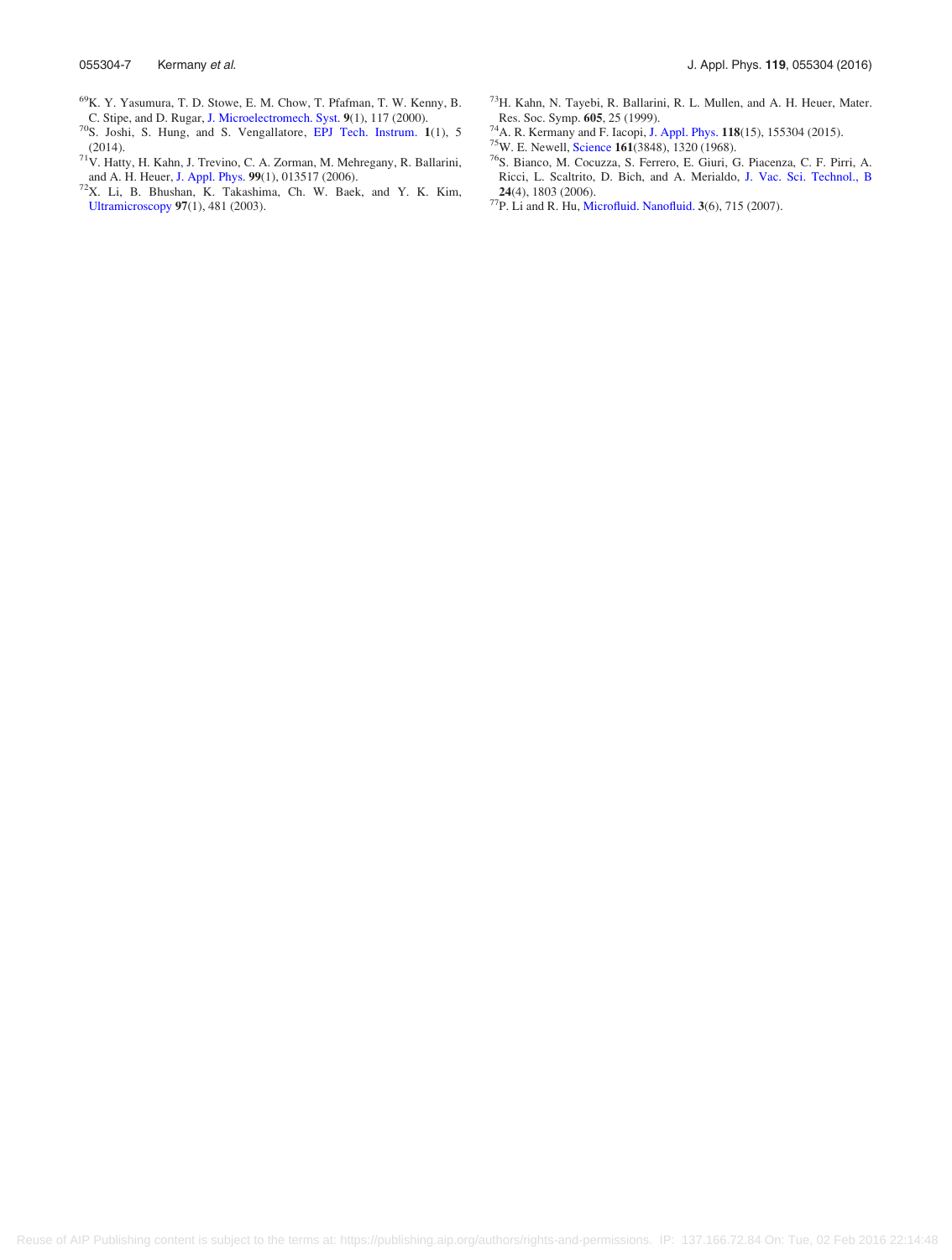[69]K. Y. Yasumura, T. D. Stowe, E. M. Chow, T. Pfafman, T. W. Kenny, B. C. Stipe, and D. Rugar, J. Microelectromech. Syst. **9**(1), 117 (2000).

[70]S. Joshi, S. Hung, and S. Vengallatore, EPJ Tech. Instrum. **1**(1), 5 (2014).

[71]V. Hatty, H. Kahn, J. Trevino, C. A. Zorman, M. Mehregany, R. Ballarini, and A. H. Heuer, J. Appl. Phys. **99**(1), 013517 (2006).

[72]X. Li, B. Bhushan, K. Takashima, Ch. W. Baek, and Y. K. Kim, Ultramicroscopy **97**(1), 481 (2003).

[73]H. Kahn, N. Tayebi, R. Ballarini, R. L. Mullen, and A. H. Heuer, Mater. Res. Soc. Symp. **605**, 25 (1999).

[74]A. R. Kermany and F. Iacopi, J. Appl. Phys. **118**(15), 155304 (2015).

[75]W. E. Newell, Science **161**(3848), 1320 (1968).

[76]S. Bianco, M. Cocuzza, S. Ferrero, E. Giuri, G. Piacenza, C. F. Pirri, A. Ricci, L. Scaltrito, D. Bich, and A. Merialdo, J. Vac. Sci. Technol., B **24**(4), 1803 (2006).

[77]P. Li and R. Hu, Microfluid. Nanofluid. **3**(6), 715 (2007).